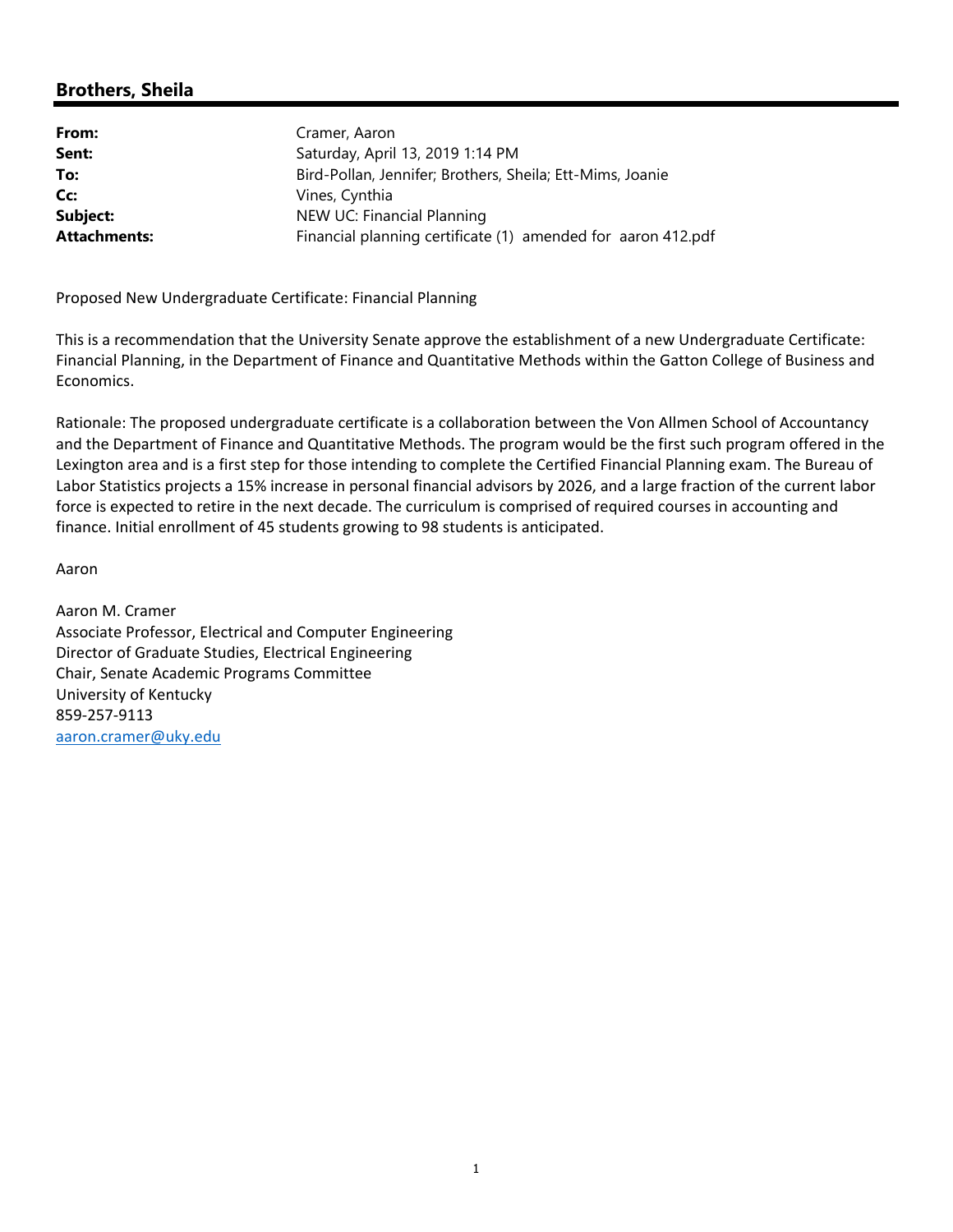## Brothers, Sheila

| | |
|---|---|
| **From:** | Cramer, Aaron |
| **Sent:** | Saturday, April 13, 2019 1:14 PM |
| **To:** | Bird-Pollan, Jennifer; Brothers, Sheila; Ett-Mims, Joanie |
| **Cc:** | Vines, Cynthia |
| **Subject:** | NEW UC: Financial Planning |
| **Attachments:** | Financial planning certificate (1) amended for aaron 412.pdf |

Proposed New Undergraduate Certificate: Financial Planning

This is a recommendation that the University Senate approve the establishment of a new Undergraduate Certificate: Financial Planning, in the Department of Finance and Quantitative Methods within the Gatton College of Business and Economics.

Rationale: The proposed undergraduate certificate is a collaboration between the Von Allmen School of Accountancy and the Department of Finance and Quantitative Methods. The program would be the first such program offered in the Lexington area and is a first step for those intending to complete the Certified Financial Planning exam. The Bureau of Labor Statistics projects a 15% increase in personal financial advisors by 2026, and a large fraction of the current labor force is expected to retire in the next decade. The curriculum is comprised of required courses in accounting and finance. Initial enrollment of 45 students growing to 98 students is anticipated.

Aaron

Aaron M. Cramer
Associate Professor, Electrical and Computer Engineering
Director of Graduate Studies, Electrical Engineering
Chair, Senate Academic Programs Committee
University of Kentucky
859-257-9113
aaron.cramer@uky.edu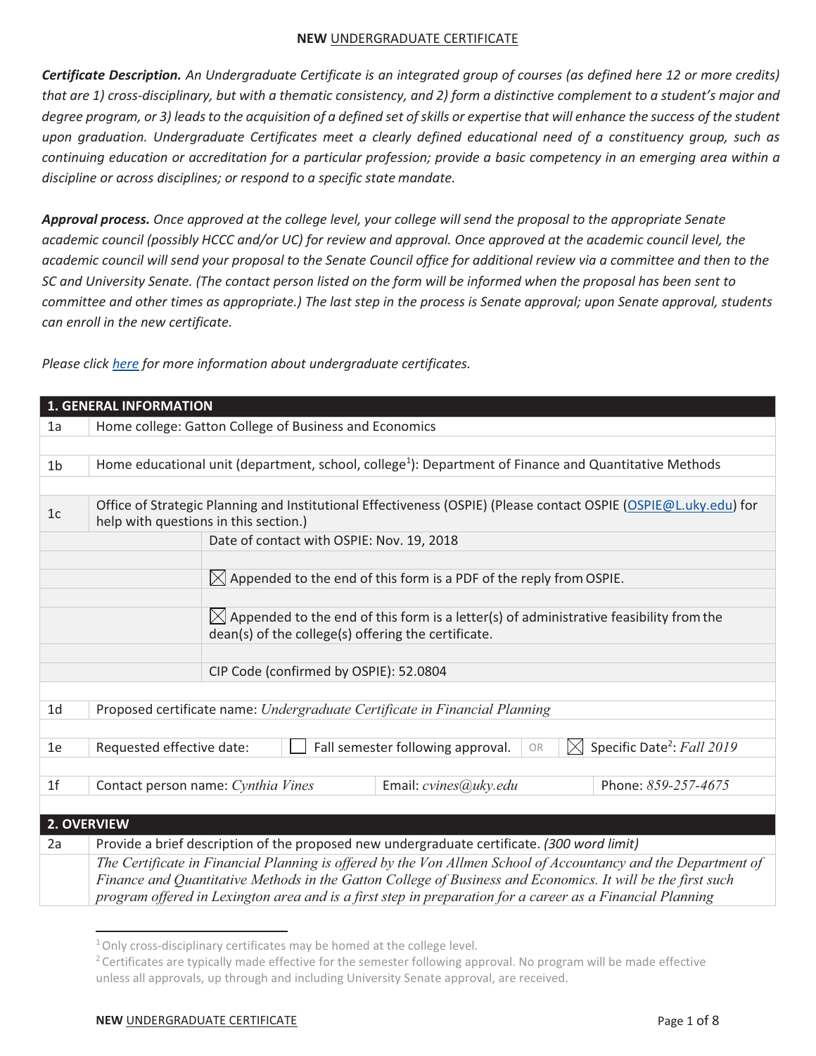**NEW** UNDERGRADUATE CERTIFICATE

***Certificate Description.*** *An Undergraduate Certificate is an integrated group of courses (as defined here 12 or more credits) that are 1) cross-disciplinary, but with a thematic consistency, and 2) form a distinctive complement to a student's major and degree program, or 3) leads to the acquisition of a defined set of skills or expertise that will enhance the success of the student upon graduation. Undergraduate Certificates meet a clearly defined educational need of a constituency group, such as continuing education or accreditation for a particular profession; provide a basic competency in an emerging area within a discipline or across disciplines; or respond to a specific state mandate.*

***Approval process.*** *Once approved at the college level, your college will send the proposal to the appropriate Senate academic council (possibly HCCC and/or UC) for review and approval. Once approved at the academic council level, the academic council will send your proposal to the Senate Council office for additional review via a committee and then to the SC and University Senate. (The contact person listed on the form will be informed when the proposal has been sent to committee and other times as appropriate.) The last step in the process is Senate approval; upon Senate approval, students can enroll in the new certificate.*

*Please click [here](here) for more information about undergraduate certificates.*

| **1. GENERAL INFORMATION** | | |
|---|---|---|
| 1a | Home college: Gatton College of Business and Economics | |
| 1b | Home educational unit (department, school, college[1]): Department of Finance and Quantitative Methods | |
| 1c | Office of Strategic Planning and Institutional Effectiveness (OSPIE) (Please contact OSPIE (OSPIE@L.uky.edu) for help with questions in this section.) | |
| | | Date of contact with OSPIE: Nov. 19, 2018 |
| | | ☒ Appended to the end of this form is a PDF of the reply from OSPIE. |
| | | ☒ Appended to the end of this form is a letter(s) of administrative feasibility from the dean(s) of the college(s) offering the certificate. |
| | | CIP Code (confirmed by OSPIE): 52.0804 |
| 1d | Proposed certificate name: *Undergraduate Certificate in Financial Planning* | |
| 1e | Requested effective date: ☐ Fall semester following approval. OR ☒ Specific Date[2]: *Fall 2019* | |
| 1f | Contact person name: *Cynthia Vines* Email: *cvines@uky.edu* Phone: *859-257-4675* | |

| **2. OVERVIEW** | |
|---|---|
| 2a | Provide a brief description of the proposed new undergraduate certificate. *(300 word limit)* |
| | *The Certificate in Financial Planning is offered by the Von Allmen School of Accountancy and the Department of Finance and Quantitative Methods in the Gatton College of Business and Economics. It will be the first such program offered in Lexington area and is a first step in preparation for a career as a Financial Planning* |

[1] Only cross-disciplinary certificates may be homed at the college level.

[2] Certificates are typically made effective for the semester following approval. No program will be made effective unless all approvals, up through and including University Senate approval, are received.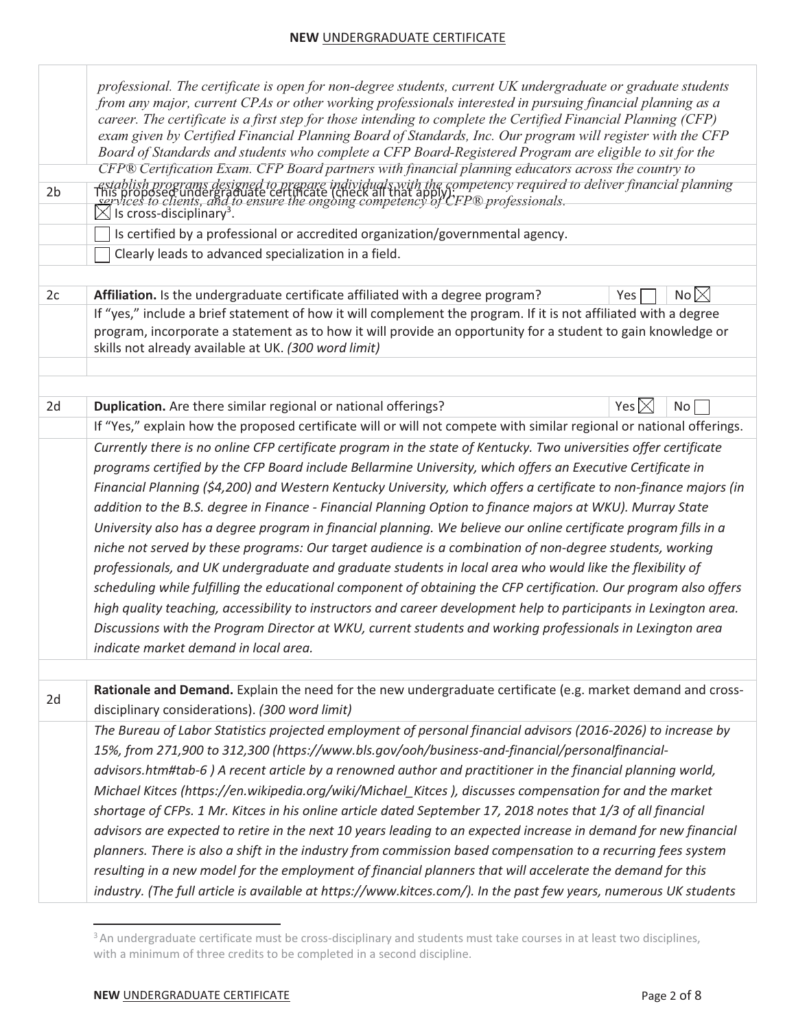**NEW** UNDERGRADUATE CERTIFICATE

| | |
|---|---|
| | *professional. The certificate is open for non-degree students, current UK undergraduate or graduate students from any major, current CPAs or other working professionals interested in pursuing financial planning as a career. The certificate is a first step for those intending to complete the Certified Financial Planning (CFP) exam given by Certified Financial Planning Board of Standards, Inc. Our program will register with the CFP Board of Standards and students who complete a CFP Board-Registered Program are eligible to sit for the CFP® Certification Exam. CFP Board partners with financial planning educators across the country to establish programs designed to prepare individuals with the competency required to deliver financial planning services to clients, and to ensure the ongoing competency of CFP® professionals.* |
| 2b | This proposed undergraduate certificate (check all that apply): |
| | ☒ Is cross-disciplinary[3]. |
| | ☐ Is certified by a professional or accredited organization/governmental agency. |
| | ☐ Clearly leads to advanced specialization in a field. |
| | |
| 2c | **Affiliation.** Is the undergraduate certificate affiliated with a degree program? Yes ☐ No ☒ |
| | If "yes," include a brief statement of how it will complement the program. If it is not affiliated with a degree program, incorporate a statement as to how it will provide an opportunity for a student to gain knowledge or skills not already available at UK. *(300 word limit)* |
| | |
| | |
| 2d | **Duplication.** Are there similar regional or national offerings? Yes ☒ No ☐ |
| | If "Yes," explain how the proposed certificate will or will not compete with similar regional or national offerings. |
| | *Currently there is no online CFP certificate program in the state of Kentucky. Two universities offer certificate programs certified by the CFP Board include Bellarmine University, which offers an Executive Certificate in Financial Planning ($4,200) and Western Kentucky University, which offers a certificate to non-finance majors (in addition to the B.S. degree in Finance - Financial Planning Option to finance majors at WKU). Murray State University also has a degree program in financial planning. We believe our online certificate program fills in a niche not served by these programs: Our target audience is a combination of non-degree students, working professionals, and UK undergraduate and graduate students in local area who would like the flexibility of scheduling while fulfilling the educational component of obtaining the CFP certification. Our program also offers high quality teaching, accessibility to instructors and career development help to participants in Lexington area. Discussions with the Program Director at WKU, current students and working professionals in Lexington area indicate market demand in local area.* |
| | |
| 2d | **Rationale and Demand.** Explain the need for the new undergraduate certificate (e.g. market demand and cross-disciplinary considerations). *(300 word limit)* |
| | *The Bureau of Labor Statistics projected employment of personal financial advisors (2016-2026) to increase by 15%, from 271,900 to 312,300 (https://www.bls.gov/ooh/business-and-financial/personalfinancial-advisors.htm#tab-6 ) A recent article by a renowned author and practitioner in the financial planning world, Michael Kitces (https://en.wikipedia.org/wiki/Michael_Kitces ), discusses compensation for and the market shortage of CFPs. 1 Mr. Kitces in his online article dated September 17, 2018 notes that 1/3 of all financial advisors are expected to retire in the next 10 years leading to an expected increase in demand for new financial planners. There is also a shift in the industry from commission based compensation to a recurring fees system resulting in a new model for the employment of financial planners that will accelerate the demand for this industry. (The full article is available at https://www.kitces.com/). In the past few years, numerous UK students* |

[3] An undergraduate certificate must be cross-disciplinary and students must take courses in at least two disciplines, with a minimum of three credits to be completed in a second discipline.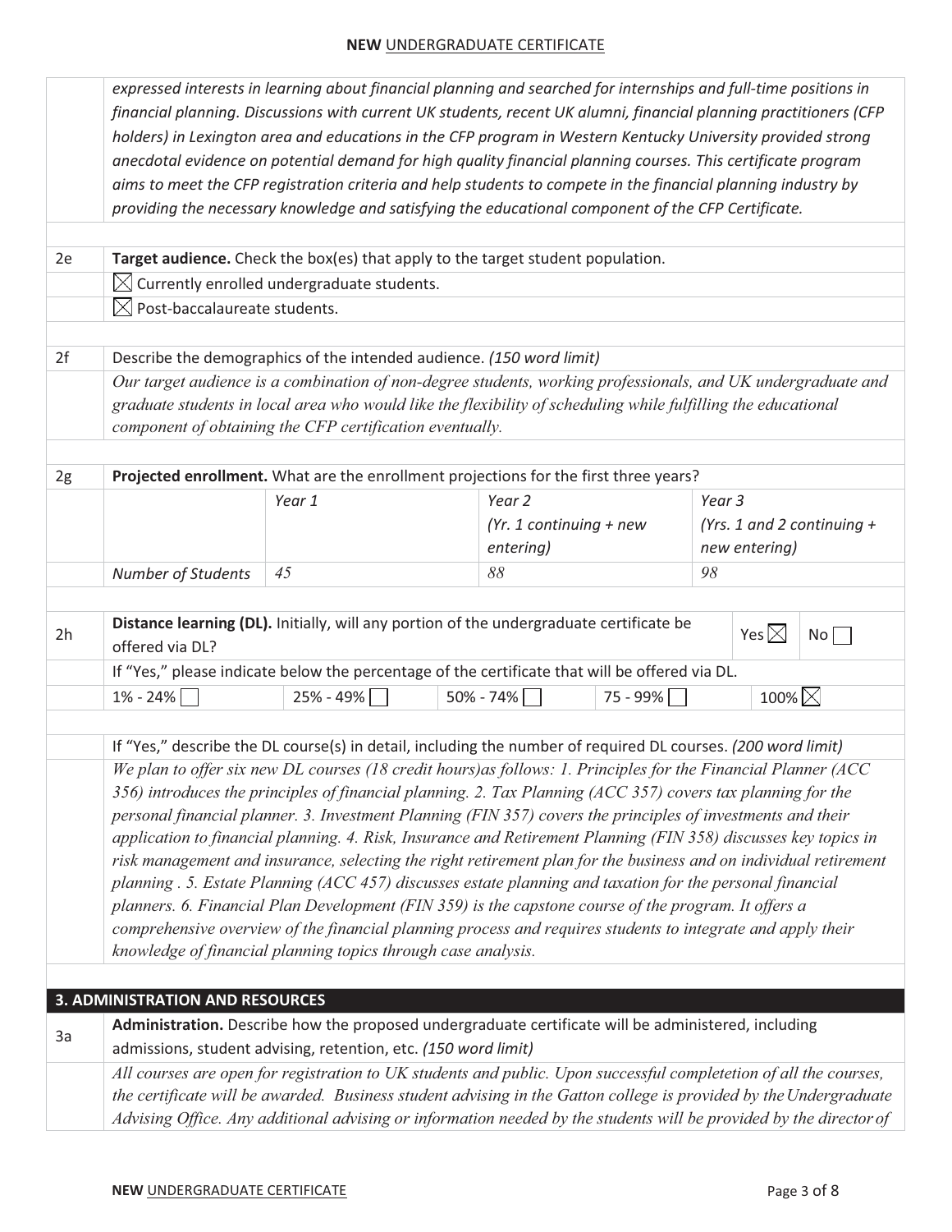*expressed interests in learning about financial planning and searched for internships and full-time positions in financial planning. Discussions with current UK students, recent UK alumni, financial planning practitioners (CFP holders) in Lexington area and educations in the CFP program in Western Kentucky University provided strong anecdotal evidence on potential demand for high quality financial planning courses. This certificate program aims to meet the CFP registration criteria and help students to compete in the financial planning industry by providing the necessary knowledge and satisfying the educational component of the CFP Certificate.*

**2e** **Target audience.** Check the box(es) that apply to the target student population.

- ☒ Currently enrolled undergraduate students.
- ☒ Post-baccalaureate students.

**2f** Describe the demographics of the intended audience. *(150 word limit)*

*Our target audience is a combination of non-degree students, working professionals, and UK undergraduate and graduate students in local area who would like the flexibility of scheduling while fulfilling the educational component of obtaining the CFP certification eventually.*

**2g** **Projected enrollment.** What are the enrollment projections for the first three years?

| | Year 1 | Year 2 (Yr. 1 continuing + new entering) | Year 3 (Yrs. 1 and 2 continuing + new entering) |
|---|---|---|---|
| *Number of Students* | *45* | *88* | *98* |

**2h** **Distance learning (DL).** Initially, will any portion of the undergraduate certificate be offered via DL? Yes ☒ No ☐

If "Yes," please indicate below the percentage of the certificate that will be offered via DL.

| 1% - 24% ☐ | 25% - 49% ☐ | 50% - 74% ☐ | 75 - 99% ☐ | 100% ☒ |
|---|---|---|---|---|

If "Yes," describe the DL course(s) in detail, including the number of required DL courses. *(200 word limit)*

*We plan to offer six new DL courses (18 credit hours)as follows: 1. Principles for the Financial Planner (ACC 356) introduces the principles of financial planning. 2. Tax Planning (ACC 357) covers tax planning for the personal financial planner. 3. Investment Planning (FIN 357) covers the principles of investments and their application to financial planning. 4. Risk, Insurance and Retirement Planning (FIN 358) discusses key topics in risk management and insurance, selecting the right retirement plan for the business and on individual retirement planning . 5. Estate Planning (ACC 457) discusses estate planning and taxation for the personal financial planners. 6. Financial Plan Development (FIN 359) is the capstone course of the program. It offers a comprehensive overview of the financial planning process and requires students to integrate and apply their knowledge of financial planning topics through case analysis.*

## 3. ADMINISTRATION AND RESOURCES

**3a** **Administration.** Describe how the proposed undergraduate certificate will be administered, including admissions, student advising, retention, etc. *(150 word limit)*

*All courses are open for registration to UK students and public. Upon successful completetion of all the courses, the certificate will be awarded. Business student advising in the Gatton college is provided by the Undergraduate Advising Office. Any additional advising or information needed by the students will be provided by the director of*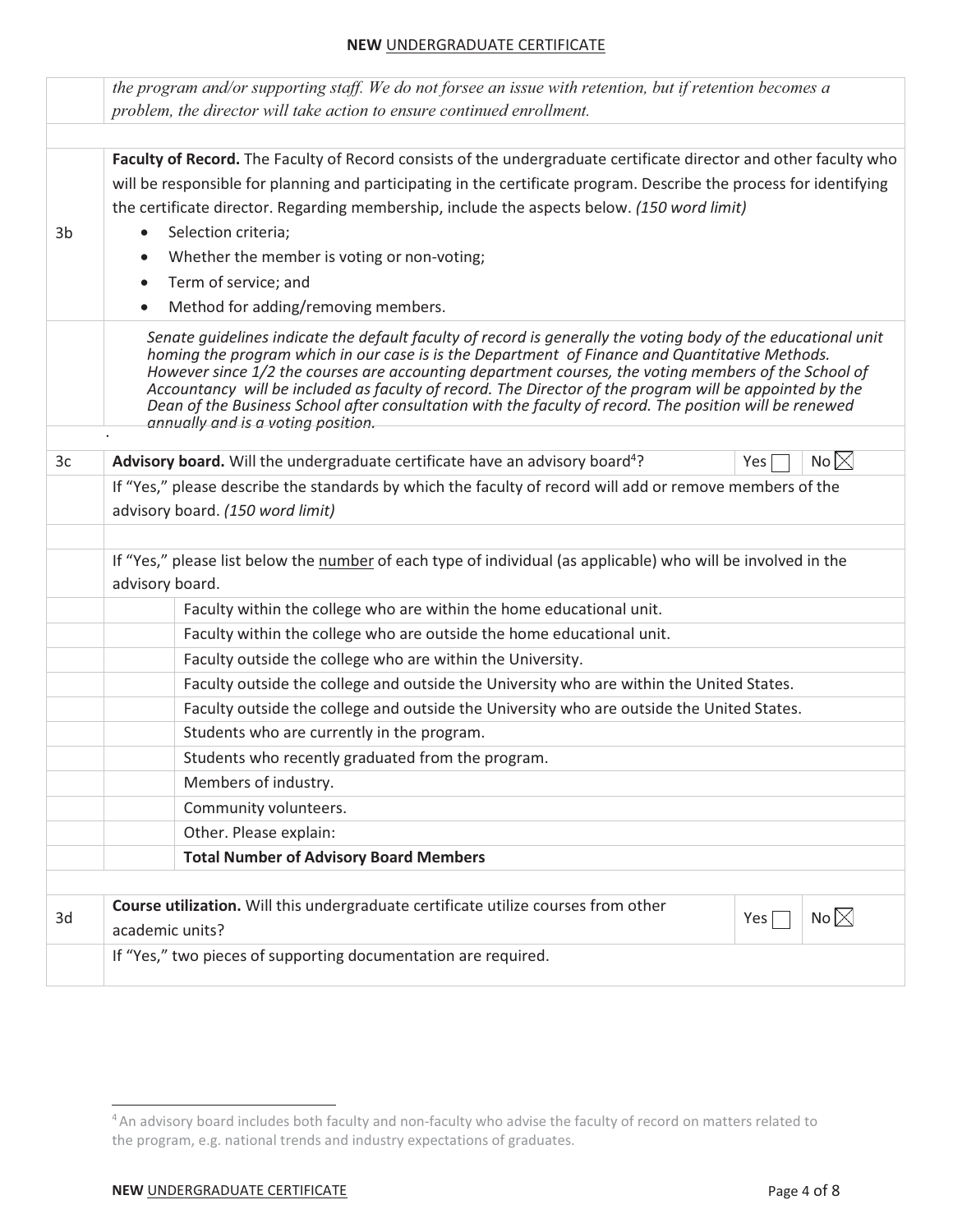*the program and/or supporting staff. We do not forsee an issue with retention, but if retention becomes a problem, the director will take action to ensure continued enrollment.*

| | |
|---|---|
| 3b | **Faculty of Record.** The Faculty of Record consists of the undergraduate certificate director and other faculty who will be responsible for planning and participating in the certificate program. Describe the process for identifying the certificate director. Regarding membership, include the aspects below. *(150 word limit)* <br>• Selection criteria; <br>• Whether the member is voting or non-voting; <br>• Term of service; and <br>• Method for adding/removing members. |
| | *Senate guidelines indicate the default faculty of record is generally the voting body of the educational unit homing the program which in our case is is the Department of Finance and Quantitative Methods. However since 1/2 the courses are accounting department courses, the voting members of the School of Accountancy will be included as faculty of record. The Director of the program will be appointed by the Dean of the Business School after consultation with the faculty of record. The position will be renewed annually and is a voting position.* |

| | | |
|---|---|---|
| 3c | **Advisory board.** Will the undergraduate certificate have an advisory board[4]? | Yes ☐ No ☒ |
| | If "Yes," please describe the standards by which the faculty of record will add or remove members of the advisory board. *(150 word limit)* | |
| | | |
| | If "Yes," please list below the number of each type of individual (as applicable) who will be involved in the advisory board. | |

| Number | Type of individual |
|---|---|
| | Faculty within the college who are within the home educational unit. |
| | Faculty within the college who are outside the home educational unit. |
| | Faculty outside the college who are within the University. |
| | Faculty outside the college and outside the University who are within the United States. |
| | Faculty outside the college and outside the University who are outside the United States. |
| | Students who are currently in the program. |
| | Students who recently graduated from the program. |
| | Members of industry. |
| | Community volunteers. |
| | Other. Please explain: |
| | **Total Number of Advisory Board Members** |

| | | |
|---|---|---|
| 3d | **Course utilization.** Will this undergraduate certificate utilize courses from other academic units? | Yes ☐ No ☒ |
| | If "Yes," two pieces of supporting documentation are required. | |

[4] An advisory board includes both faculty and non-faculty who advise the faculty of record on matters related to the program, e.g. national trends and industry expectations of graduates.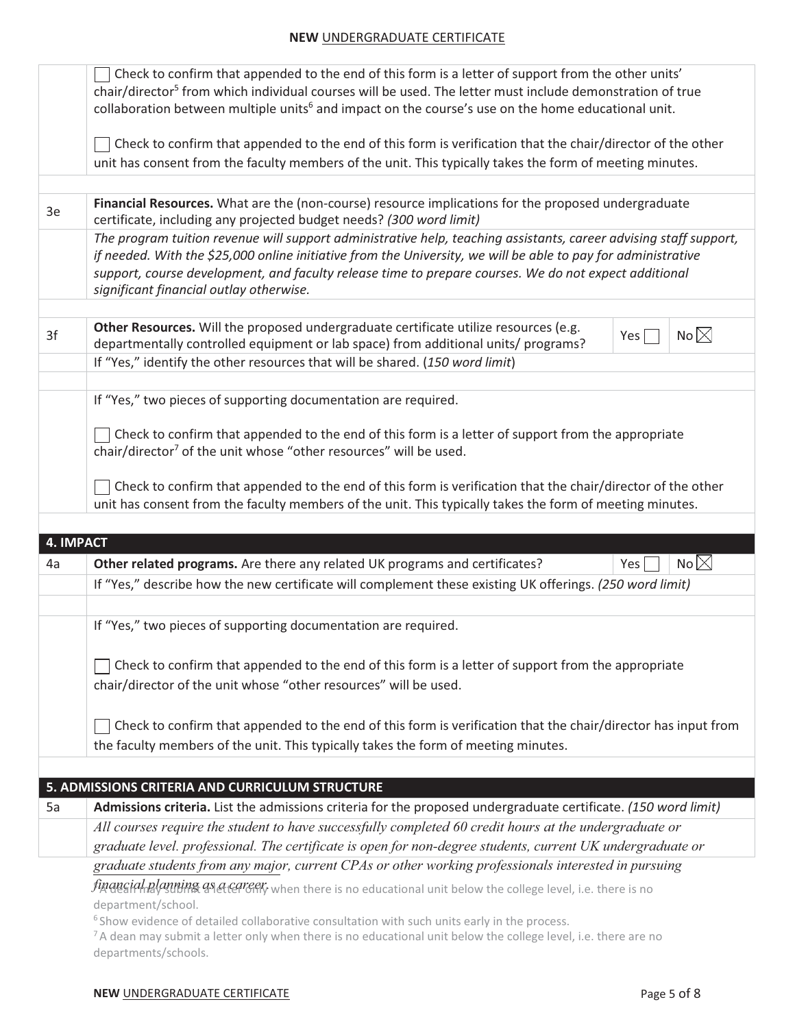| | |
|---|---|
| | ☐ Check to confirm that appended to the end of this form is a letter of support from the other units' chair/director[5] from which individual courses will be used. The letter must include demonstration of true collaboration between multiple units[6] and impact on the course's use on the home educational unit.<br><br>☐ Check to confirm that appended to the end of this form is verification that the chair/director of the other unit has consent from the faculty members of the unit. This typically takes the form of meeting minutes. |
| | |
| 3e | **Financial Resources.** What are the (non-course) resource implications for the proposed undergraduate certificate, including any projected budget needs? *(300 word limit)* |
| | *The program tuition revenue will support administrative help, teaching assistants, career advising staff support, if needed. With the $25,000 online initiative from the University, we will be able to pay for administrative support, course development, and faculty release time to prepare courses. We do not expect additional significant financial outlay otherwise.* |
| | |
| 3f | **Other Resources.** Will the proposed undergraduate certificate utilize resources (e.g. departmentally controlled equipment or lab space) from additional units/ programs? Yes ☐ No ☒ |
| | If "Yes," identify the other resources that will be shared. (*150 word limit*) |
| | |
| | If "Yes," two pieces of supporting documentation are required.<br><br>☐ Check to confirm that appended to the end of this form is a letter of support from the appropriate chair/director[7] of the unit whose "other resources" will be used.<br><br>☐ Check to confirm that appended to the end of this form is verification that the chair/director of the other unit has consent from the faculty members of the unit. This typically takes the form of meeting minutes. |
| | |
| **4. IMPACT** | |
| 4a | **Other related programs.** Are there any related UK programs and certificates? Yes ☐ No ☒ |
| | If "Yes," describe how the new certificate will complement these existing UK offerings. *(250 word limit)* |
| | |
| | If "Yes," two pieces of supporting documentation are required.<br><br>☐ Check to confirm that appended to the end of this form is a letter of support from the appropriate chair/director of the unit whose "other resources" will be used.<br><br>☐ Check to confirm that appended to the end of this form is verification that the chair/director has input from the faculty members of the unit. This typically takes the form of meeting minutes. |
| | |
| **5. ADMISSIONS CRITERIA AND CURRICULUM STRUCTURE** | |
| 5a | **Admissions criteria.** List the admissions criteria for the proposed undergraduate certificate. *(150 word limit)* |
| | *All courses require the student to have successfully completed 60 credit hours at the undergraduate or graduate level. professional. The certificate is open for non-degree students, current UK undergraduate or graduate students from any major, current CPAs or other working professionals interested in pursuing financial planning as a career.* |

[5] A dean may submit a letter only when there is no educational unit below the college level, i.e. there is no department/school.

[6] Show evidence of detailed collaborative consultation with such units early in the process.

[7] A dean may submit a letter only when there is no educational unit below the college level, i.e. there are no departments/schools.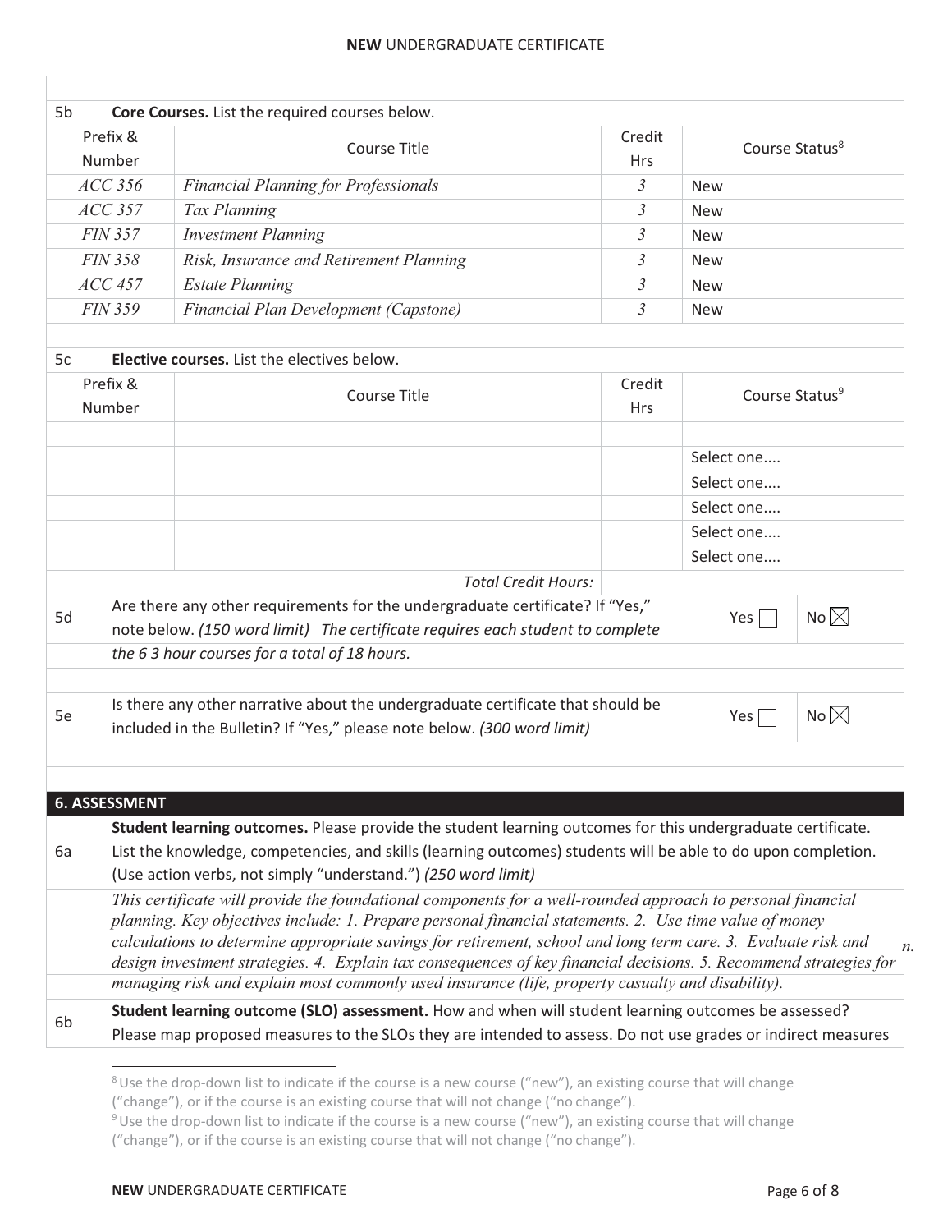| 5b | **Core Courses.** List the required courses below. | | |
|---|---|---|---|
| Prefix & Number | Course Title | Credit Hrs | Course Status[8] |
| *ACC 356* | *Financial Planning for Professionals* | *3* | New |
| *ACC 357* | *Tax Planning* | *3* | New |
| *FIN 357* | *Investment Planning* | *3* | New |
| *FIN 358* | *Risk, Insurance and Retirement Planning* | *3* | New |
| *ACC 457* | *Estate Planning* | *3* | New |
| *FIN 359* | *Financial Plan Development (Capstone)* | *3* | New |

| 5c | **Elective courses.** List the electives below. | | |
|---|---|---|---|
| Prefix & Number | Course Title | Credit Hrs | Course Status[9] |
| | | | |
| | | | Select one.... |
| | | | Select one.... |
| | | | Select one.... |
| | | | Select one.... |
| | | | Select one.... |
| | *Total Credit Hours:* | | |

| | | | |
|---|---|---|---|
| 5d | Are there any other requirements for the undergraduate certificate? If "Yes," note below. *(150 word limit)* *The certificate requires each student to complete the 6 3 hour courses for a total of 18 hours.* | Yes ☐ | No ☒ |
| 5e | Is there any other narrative about the undergraduate certificate that should be included in the Bulletin? If "Yes," please note below. *(300 word limit)* | Yes ☐ | No ☒ |

## 6. ASSESSMENT

| | |
|---|---|
| 6a | **Student learning outcomes.** Please provide the student learning outcomes for this undergraduate certificate. List the knowledge, competencies, and skills (learning outcomes) students will be able to do upon completion. (Use action verbs, not simply "understand.") *(250 word limit)* |
| | *This certificate will provide the foundational components for a well-rounded approach to personal financial planning. Key objectives include: 1. Prepare personal financial statements. 2. Use time value of money calculations to determine appropriate savings for retirement, school and long term care. 3. Evaluate risk and design investment strategies. 4. Explain tax consequences of key financial decisions. 5. Recommend strategies for managing risk and explain most commonly used insurance (life, property casualty and disability).* |
| 6b | **Student learning outcome (SLO) assessment.** How and when will student learning outcomes be assessed? Please map proposed measures to the SLOs they are intended to assess. Do not use grades or indirect measures |

[8] Use the drop-down list to indicate if the course is a new course ("new"), an existing course that will change ("change"), or if the course is an existing course that will not change ("no change").

[9] Use the drop-down list to indicate if the course is a new course ("new"), an existing course that will change ("change"), or if the course is an existing course that will not change ("no change").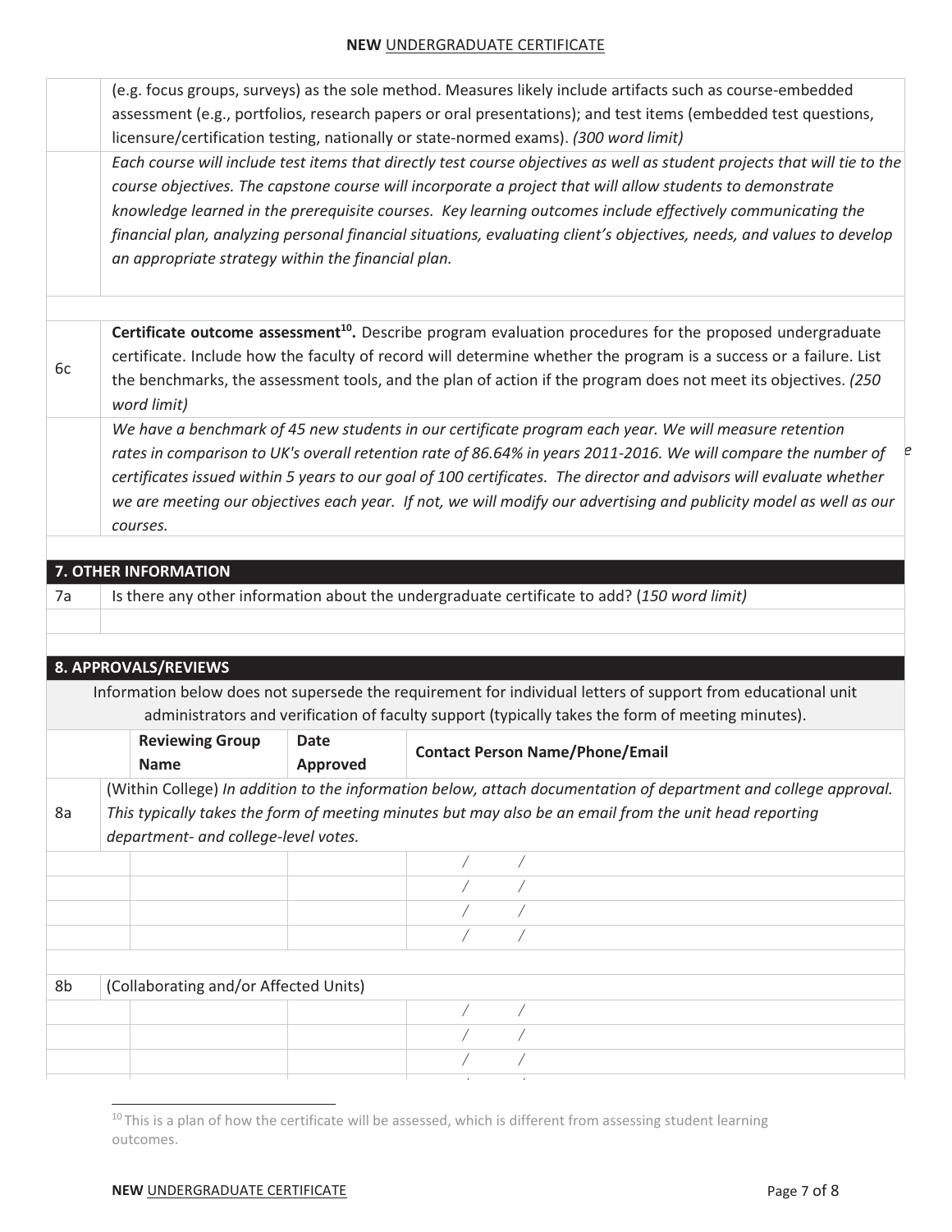(e.g. focus groups, surveys) as the sole method. Measures likely include artifacts such as course-embedded assessment (e.g., portfolios, research papers or oral presentations); and test items (embedded test questions, licensure/certification testing, nationally or state-normed exams). *(300 word limit)*

*Each course will include test items that directly test course objectives as well as student projects that will tie to the course objectives. The capstone course will incorporate a project that will allow students to demonstrate knowledge learned in the prerequisite courses. Key learning outcomes include effectively communicating the financial plan, analyzing personal financial situations, evaluating client's objectives, needs, and values to develop an appropriate strategy within the financial plan.*

**6c** **Certificate outcome assessment[10].** Describe program evaluation procedures for the proposed undergraduate certificate. Include how the faculty of record will determine whether the program is a success or a failure. List the benchmarks, the assessment tools, and the plan of action if the program does not meet its objectives. *(250 word limit)*

*We have a benchmark of 45 new students in our certificate program each year. We will measure retention rates in comparison to UK's overall retention rate of 86.64% in years 2011-2016. We will compare the number of certificates issued within 5 years to our goal of 100 certificates. The director and advisors will evaluate whether we are meeting our objectives each year. If not, we will modify our advertising and publicity model as well as our courses.*

## 7. OTHER INFORMATION

**7a** Is there any other information about the undergraduate certificate to add? (*150 word limit)*

## 8. APPROVALS/REVIEWS

Information below does not supersede the requirement for individual letters of support from educational unit administrators and verification of faculty support (typically takes the form of meeting minutes).

| | Reviewing Group Name | Date Approved | Contact Person Name/Phone/Email |
|---|---|---|---|
| 8a | (Within College) *In addition to the information below, attach documentation of department and college approval. This typically takes the form of meeting minutes but may also be an email from the unit head reporting department- and college-level votes.* | | |
| | | | / / |
| | | | / / |
| | | | / / |
| | | | / / |
| 8b | (Collaborating and/or Affected Units) | | |
| | | | / / |
| | | | / / |
| | | | / / |
| | | | / / |

[10] This is a plan of how the certificate will be assessed, which is different from assessing student learning outcomes.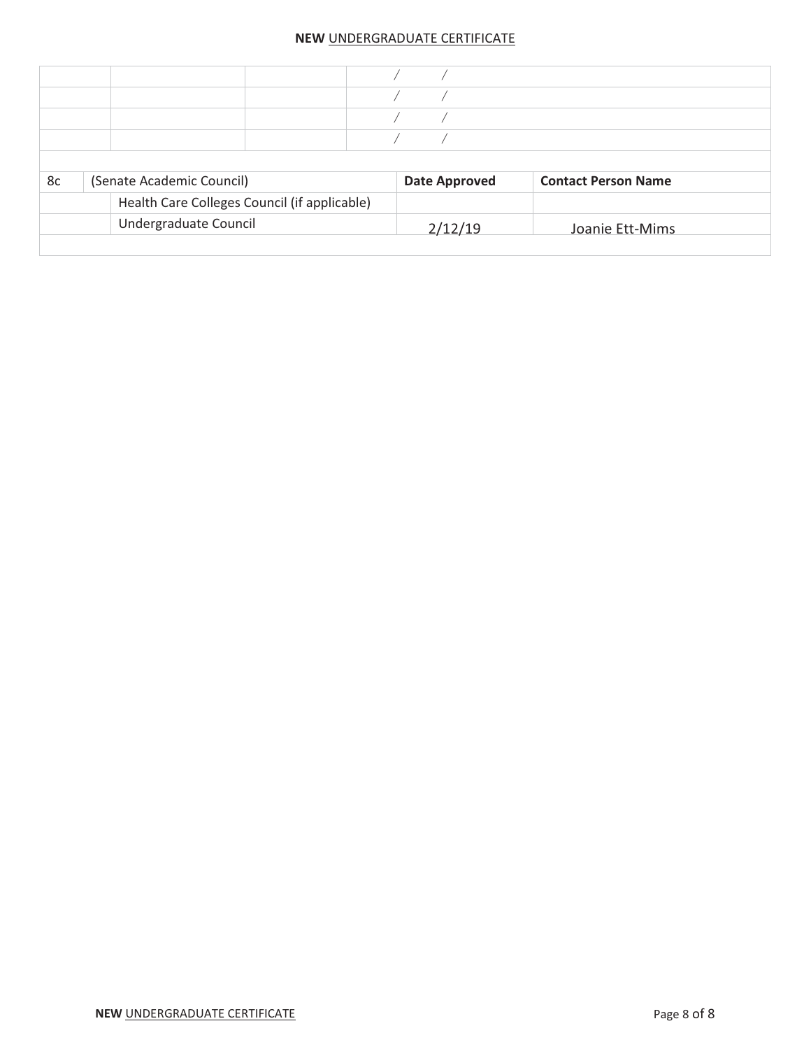| | | | / / |
|---|---|---|---|
| | | | / / |
| | | | / / |
| | | | / / |

| 8c | (Senate Academic Council) | Date Approved | Contact Person Name |
|---|---|---|---|
| | Health Care Colleges Council (if applicable) | | |
| | Undergraduate Council | 2/12/19 | Joanie Ett-Mims |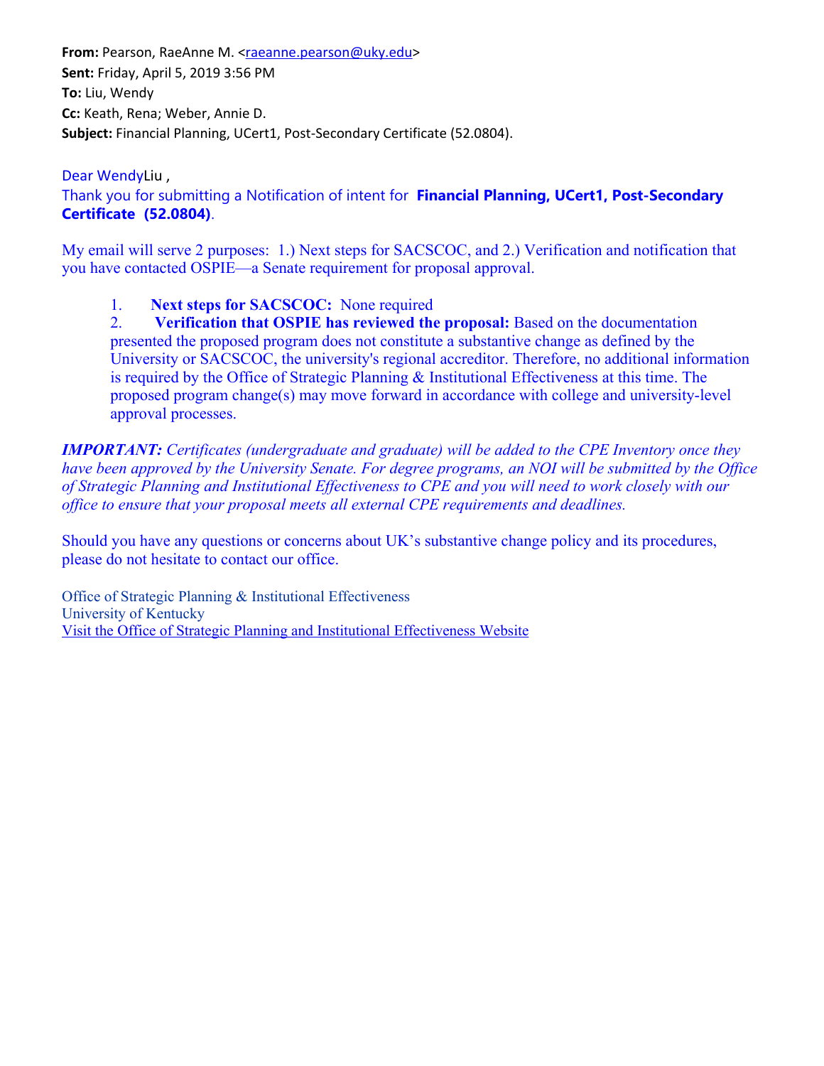**From:** Pearson, RaeAnne M. <raeanne.pearson@uky.edu>
**Sent:** Friday, April 5, 2019 3:56 PM
**To:** Liu, Wendy
**Cc:** Keath, Rena; Weber, Annie D.
**Subject:** Financial Planning, UCert1, Post-Secondary Certificate (52.0804).

Dear WendyLiu ,
Thank you for submitting a Notification of intent for **Financial Planning, UCert1, Post-Secondary Certificate (52.0804)**.

My email will serve 2 purposes: 1.) Next steps for SACSCOC, and 2.) Verification and notification that you have contacted OSPIE—a Senate requirement for proposal approval.

1. **Next steps for SACSCOC:** None required
2. **Verification that OSPIE has reviewed the proposal:** Based on the documentation presented the proposed program does not constitute a substantive change as defined by the University or SACSCOC, the university's regional accreditor. Therefore, no additional information is required by the Office of Strategic Planning & Institutional Effectiveness at this time. The proposed program change(s) may move forward in accordance with college and university-level approval processes.

***IMPORTANT:*** *Certificates (undergraduate and graduate) will be added to the CPE Inventory once they have been approved by the University Senate. For degree programs, an NOI will be submitted by the Office of Strategic Planning and Institutional Effectiveness to CPE and you will need to work closely with our office to ensure that your proposal meets all external CPE requirements and deadlines.*

Should you have any questions or concerns about UK's substantive change policy and its procedures, please do not hesitate to contact our office.

Office of Strategic Planning & Institutional Effectiveness
University of Kentucky
Visit the Office of Strategic Planning and Institutional Effectiveness Website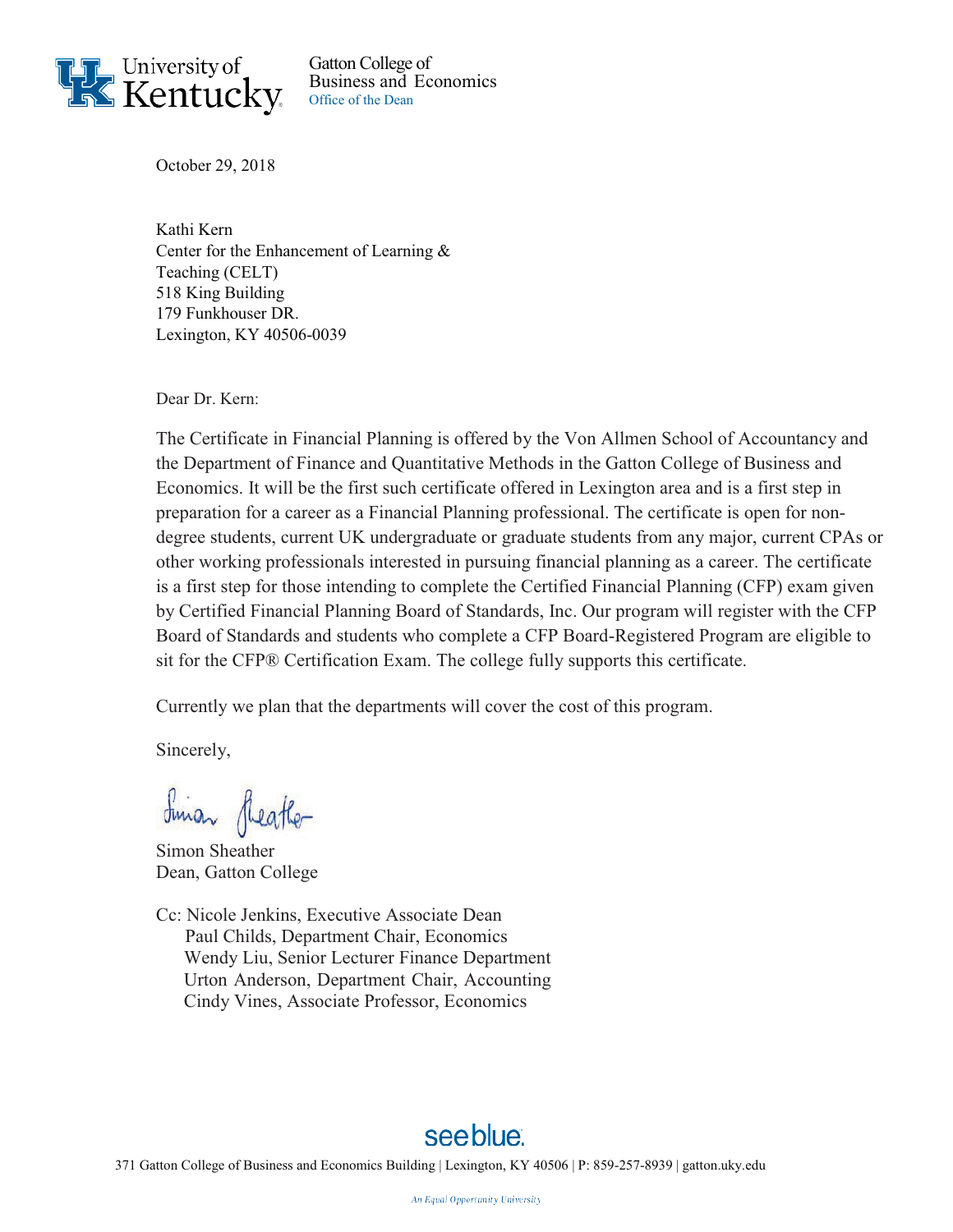University of Kentucky

Gatton College of
Business and Economics
Office of the Dean

October 29, 2018

Kathi Kern
Center for the Enhancement of Learning &
Teaching (CELT)
518 King Building
179 Funkhouser DR.
Lexington, KY 40506-0039

Dear Dr. Kern:

The Certificate in Financial Planning is offered by the Von Allmen School of Accountancy and the Department of Finance and Quantitative Methods in the Gatton College of Business and Economics. It will be the first such certificate offered in Lexington area and is a first step in preparation for a career as a Financial Planning professional. The certificate is open for non-degree students, current UK undergraduate or graduate students from any major, current CPAs or other working professionals interested in pursuing financial planning as a career. The certificate is a first step for those intending to complete the Certified Financial Planning (CFP) exam given by Certified Financial Planning Board of Standards, Inc. Our program will register with the CFP Board of Standards and students who complete a CFP Board-Registered Program are eligible to sit for the CFP® Certification Exam. The college fully supports this certificate.

Currently we plan that the departments will cover the cost of this program.

Sincerely,

Simon Sheather
Dean, Gatton College

Cc: Nicole Jenkins, Executive Associate Dean
Paul Childs, Department Chair, Economics
Wendy Liu, Senior Lecturer Finance Department
Urton Anderson, Department Chair, Accounting
Cindy Vines, Associate Professor, Economics

seeblue.

371 Gatton College of Business and Economics Building | Lexington, KY 40506 | P: 859-257-8939 | gatton.uky.edu

An Equal Opportunity University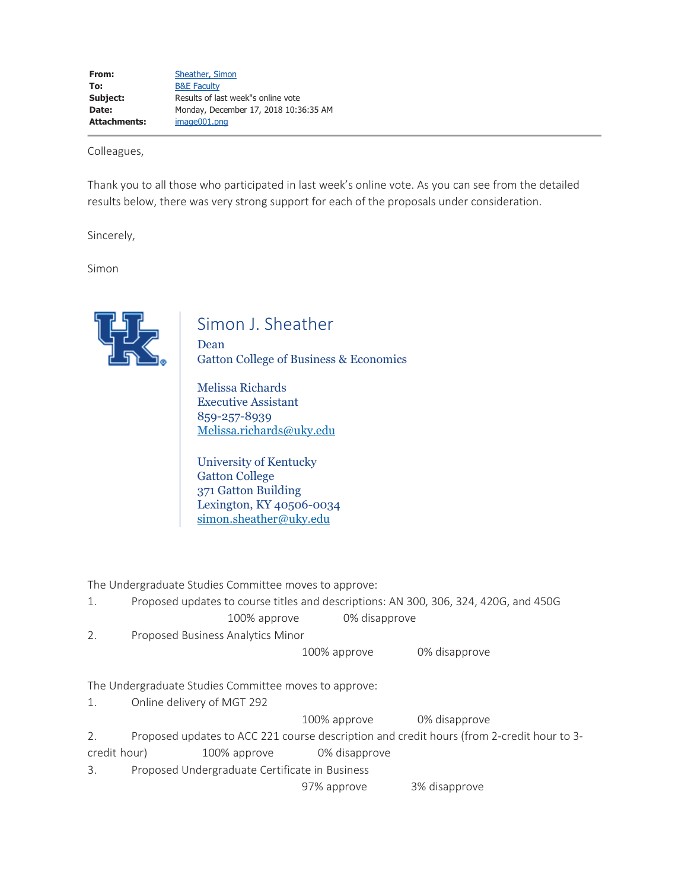| | |
|---|---|
| **From:** | Sheather, Simon |
| **To:** | B&E Faculty |
| **Subject:** | Results of last week"s online vote |
| **Date:** | Monday, December 17, 2018 10:36:35 AM |
| **Attachments:** | image001.png |

---

Colleagues,

Thank you to all those who participated in last week's online vote. As you can see from the detailed results below, there was very strong support for each of the proposals under consideration.

Sincerely,

Simon

Simon J. Sheather
Dean
Gatton College of Business & Economics

Melissa Richards
Executive Assistant
859-257-8939
Melissa.richards@uky.edu

University of Kentucky
Gatton College
371 Gatton Building
Lexington, KY 40506-0034
simon.sheather@uky.edu

The Undergraduate Studies Committee moves to approve:

1. Proposed updates to course titles and descriptions: AN 300, 306, 324, 420G, and 450G
   100% approve 0% disapprove
2. Proposed Business Analytics Minor
   100% approve 0% disapprove

The Undergraduate Studies Committee moves to approve:

1. Online delivery of MGT 292
   100% approve 0% disapprove
2. Proposed updates to ACC 221 course description and credit hours (from 2-credit hour to 3-credit hour) 100% approve 0% disapprove
3. Proposed Undergraduate Certificate in Business
   97% approve 3% disapprove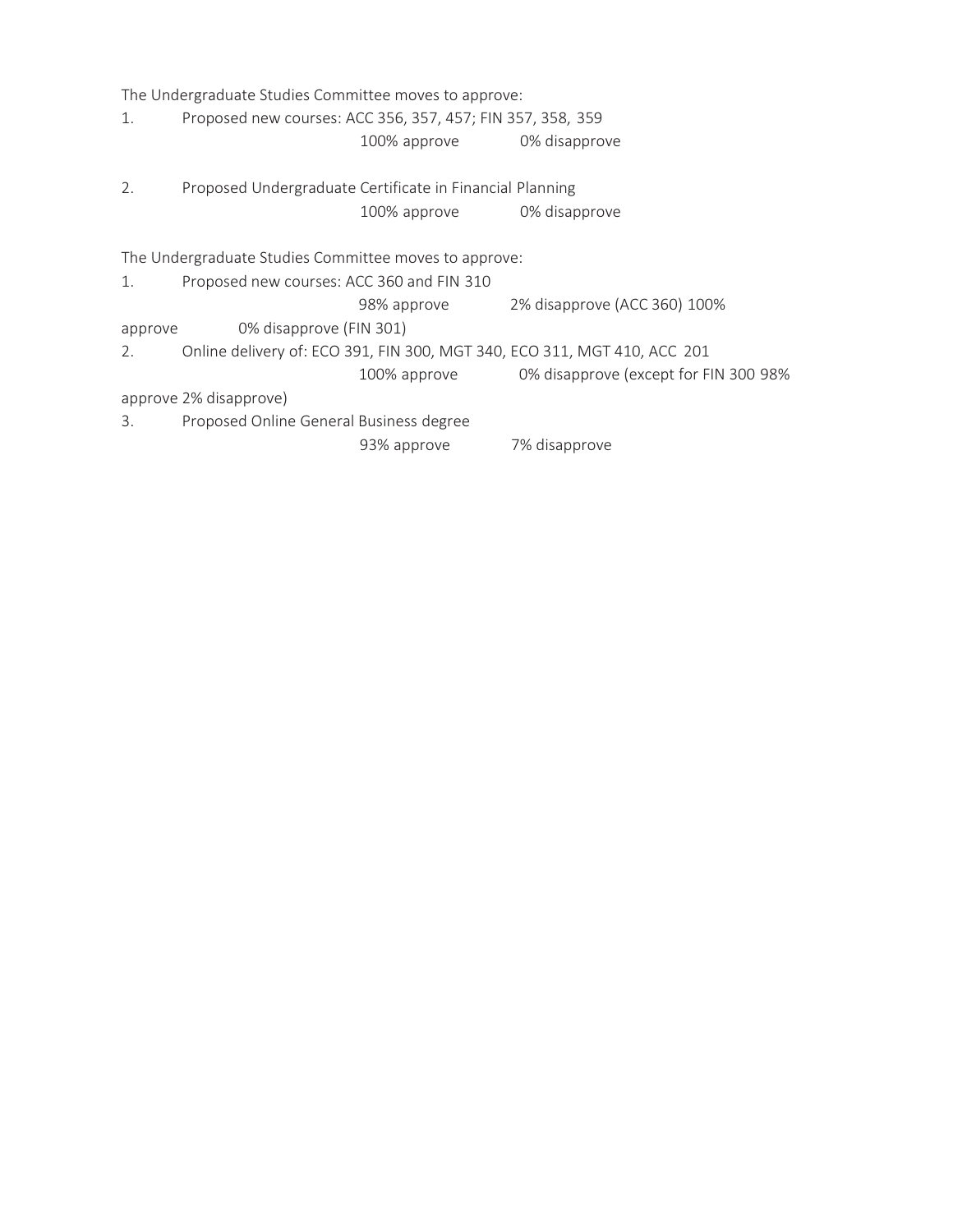The Undergraduate Studies Committee moves to approve:

1. Proposed new courses: ACC 356, 357, 457; FIN 357, 358, 359

   100% approve 0% disapprove

2. Proposed Undergraduate Certificate in Financial Planning

   100% approve 0% disapprove

The Undergraduate Studies Committee moves to approve:

1. Proposed new courses: ACC 360 and FIN 310

   98% approve 2% disapprove (ACC 360) 100% approve 0% disapprove (FIN 301)

2. Online delivery of: ECO 391, FIN 300, MGT 340, ECO 311, MGT 410, ACC 201

   100% approve 0% disapprove (except for FIN 300 98% approve 2% disapprove)

3. Proposed Online General Business degree

   93% approve 7% disapprove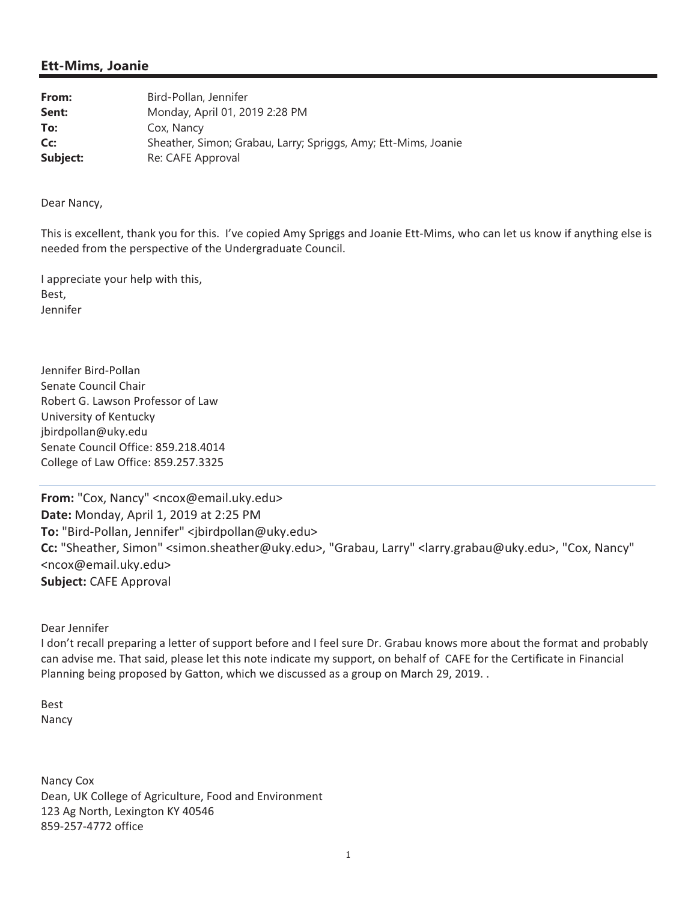## Ett-Mims, Joanie

| | |
|---|---|
| **From:** | Bird-Pollan, Jennifer |
| **Sent:** | Monday, April 01, 2019 2:28 PM |
| **To:** | Cox, Nancy |
| **Cc:** | Sheather, Simon; Grabau, Larry; Spriggs, Amy; Ett-Mims, Joanie |
| **Subject:** | Re: CAFE Approval |

Dear Nancy,

This is excellent, thank you for this. I've copied Amy Spriggs and Joanie Ett-Mims, who can let us know if anything else is needed from the perspective of the Undergraduate Council.

I appreciate your help with this,
Best,
Jennifer

Jennifer Bird-Pollan
Senate Council Chair
Robert G. Lawson Professor of Law
University of Kentucky
jbirdpollan@uky.edu
Senate Council Office: 859.218.4014
College of Law Office: 859.257.3325

---

**From:** "Cox, Nancy" <ncox@email.uky.edu>
**Date:** Monday, April 1, 2019 at 2:25 PM
**To:** "Bird-Pollan, Jennifer" <jbirdpollan@uky.edu>
**Cc:** "Sheather, Simon" <simon.sheather@uky.edu>, "Grabau, Larry" <larry.grabau@uky.edu>, "Cox, Nancy" <ncox@email.uky.edu>
**Subject:** CAFE Approval

Dear Jennifer
I don't recall preparing a letter of support before and I feel sure Dr. Grabau knows more about the format and probably can advise me. That said, please let this note indicate my support, on behalf of CAFE for the Certificate in Financial Planning being proposed by Gatton, which we discussed as a group on March 29, 2019. .

Best
Nancy

Nancy Cox
Dean, UK College of Agriculture, Food and Environment
123 Ag North, Lexington KY 40546
859-257-4772 office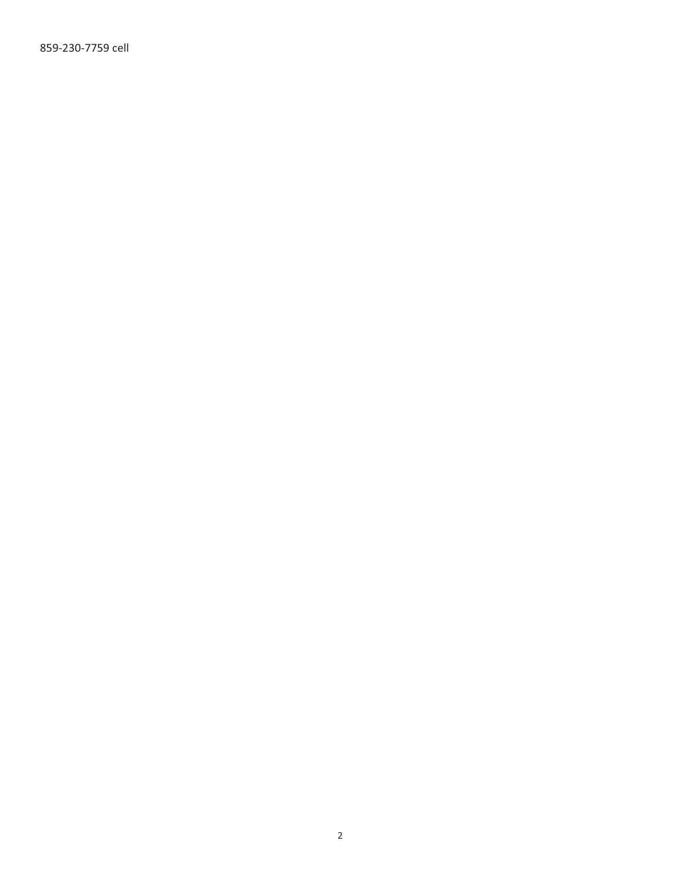859-230-7759 cell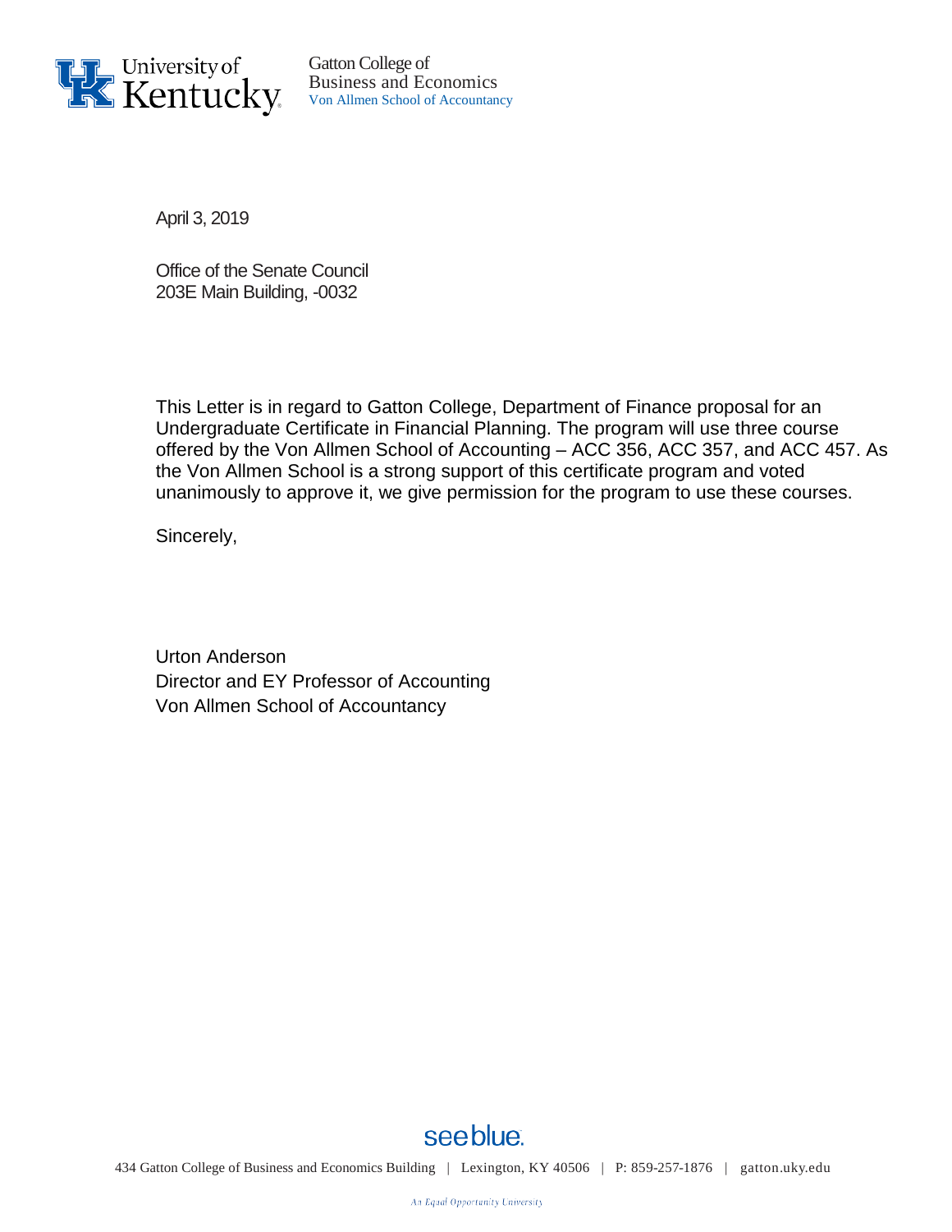University of Kentucky
Gatton College of Business and Economics
Von Allmen School of Accountancy

April 3, 2019

Office of the Senate Council
203E Main Building, -0032

This Letter is in regard to Gatton College, Department of Finance proposal for an Undergraduate Certificate in Financial Planning. The program will use three course offered by the Von Allmen School of Accounting – ACC 356, ACC 357, and ACC 457. As the Von Allmen School is a strong support of this certificate program and voted unanimously to approve it, we give permission for the program to use these courses.

Sincerely,

Urton Anderson
Director and EY Professor of Accounting
Von Allmen School of Accountancy

see blue.

434 Gatton College of Business and Economics Building | Lexington, KY 40506 | P: 859-257-1876 | gatton.uky.edu

An Equal Opportunity University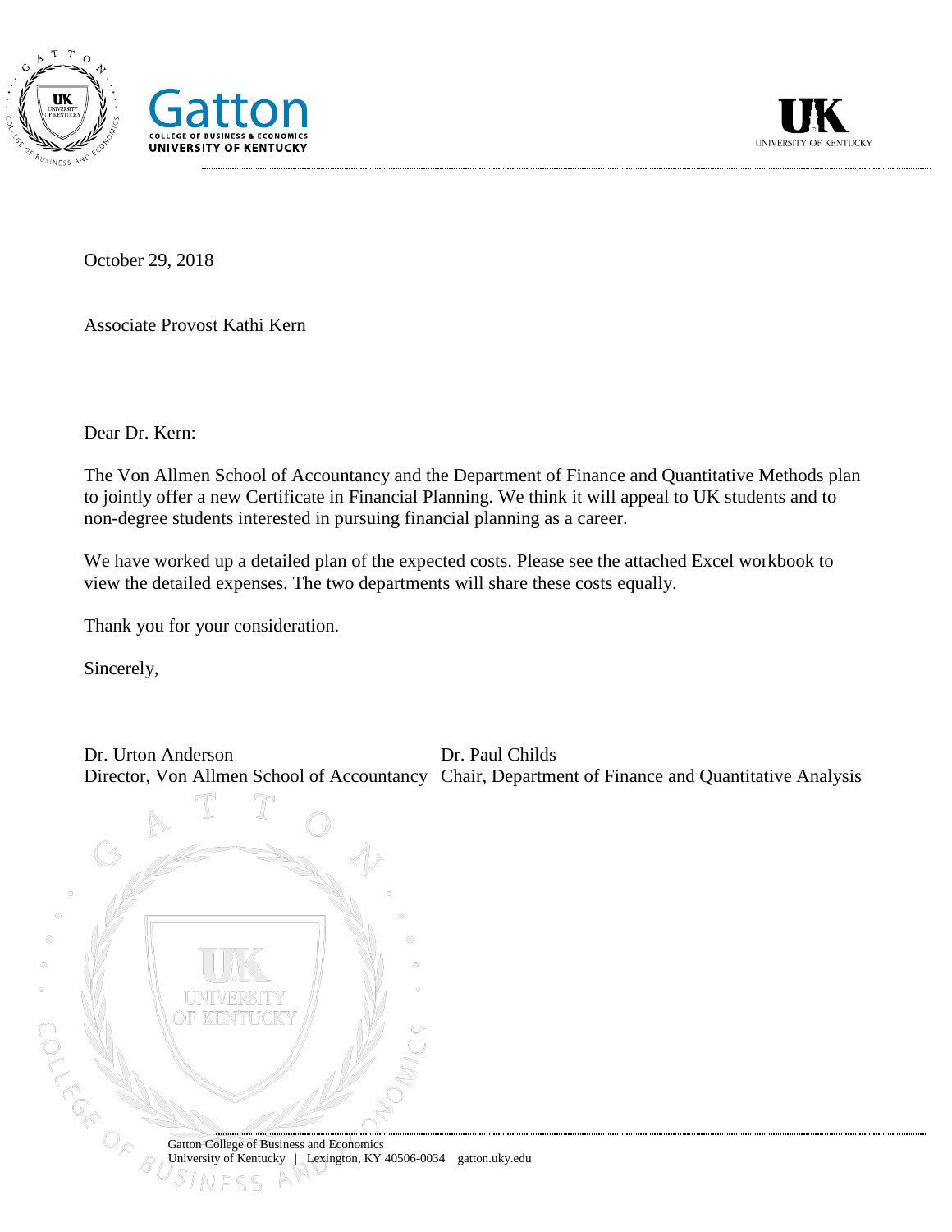October 29, 2018

Associate Provost Kathi Kern

Dear Dr. Kern:

The Von Allmen School of Accountancy and the Department of Finance and Quantitative Methods plan to jointly offer a new Certificate in Financial Planning. We think it will appeal to UK students and to non-degree students interested in pursuing financial planning as a career.

We have worked up a detailed plan of the expected costs. Please see the attached Excel workbook to view the detailed expenses. The two departments will share these costs equally.

Thank you for your consideration.

Sincerely,

Dr. Urton Anderson
Director, Von Allmen School of Accountancy

Dr. Paul Childs
Chair, Department of Finance and Quantitative Analysis